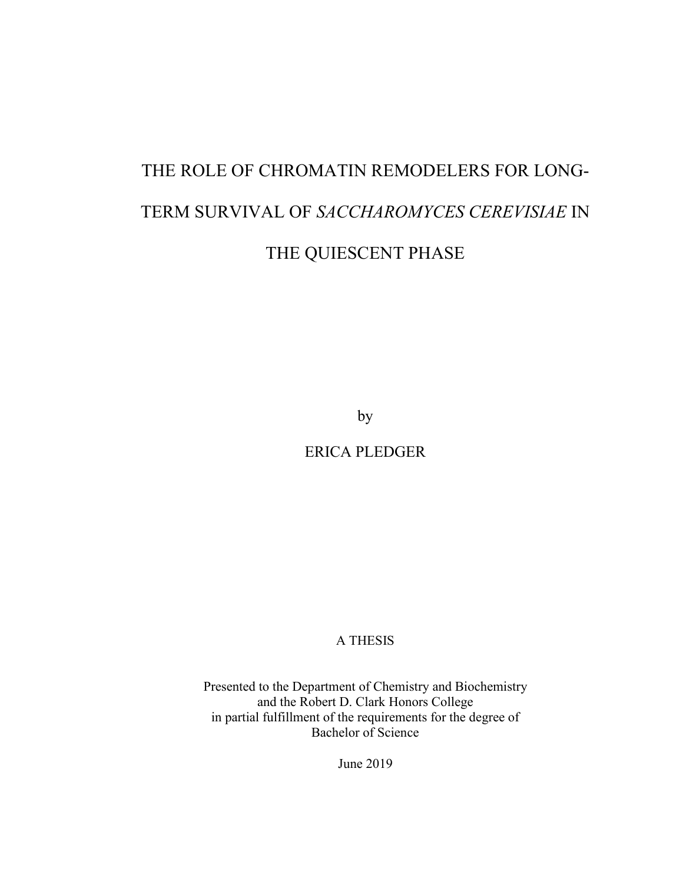# THE ROLE OF CHROMATIN REMODELERS FOR LONG-TERM SURVIVAL OF *SACCHAROMYCES CEREVISIAE* IN THE QUIESCENT PHASE

by

ERICA PLEDGER

A THESIS

Presented to the Department of Chemistry and Biochemistry
and the Robert D. Clark Honors College
in partial fulfillment of the requirements for the degree of
Bachelor of Science

June 2019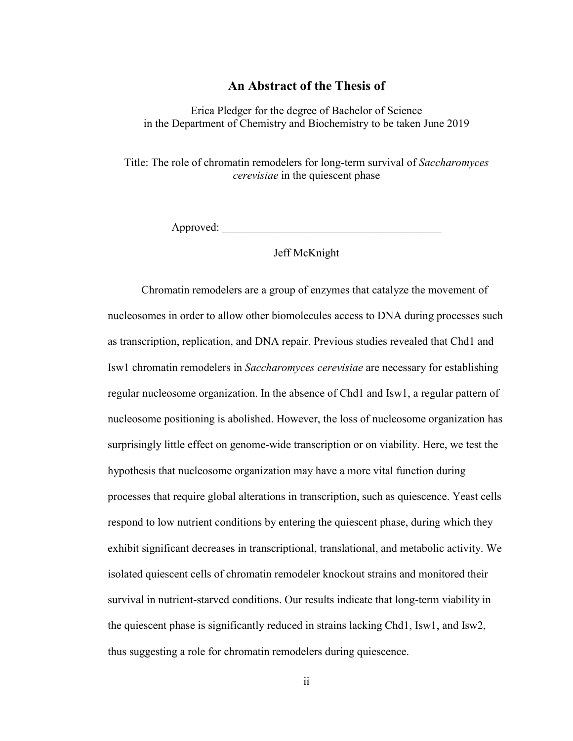## An Abstract of the Thesis of

Erica Pledger for the degree of Bachelor of Science
in the Department of Chemistry and Biochemistry to be taken June 2019

Title: The role of chromatin remodelers for long-term survival of *Saccharomyces cerevisiae* in the quiescent phase

Approved: \_\_\_\_\_\_\_\_\_\_\_\_\_\_\_\_\_\_\_\_\_\_\_\_\_\_\_\_\_\_\_\_\_\_\_\_\_\_\_\_

Jeff McKnight

Chromatin remodelers are a group of enzymes that catalyze the movement of nucleosomes in order to allow other biomolecules access to DNA during processes such as transcription, replication, and DNA repair. Previous studies revealed that Chd1 and Isw1 chromatin remodelers in *Saccharomyces cerevisiae* are necessary for establishing regular nucleosome organization. In the absence of Chd1 and Isw1, a regular pattern of nucleosome positioning is abolished. However, the loss of nucleosome organization has surprisingly little effect on genome-wide transcription or on viability. Here, we test the hypothesis that nucleosome organization may have a more vital function during processes that require global alterations in transcription, such as quiescence. Yeast cells respond to low nutrient conditions by entering the quiescent phase, during which they exhibit significant decreases in transcriptional, translational, and metabolic activity. We isolated quiescent cells of chromatin remodeler knockout strains and monitored their survival in nutrient-starved conditions. Our results indicate that long-term viability in the quiescent phase is significantly reduced in strains lacking Chd1, Isw1, and Isw2, thus suggesting a role for chromatin remodelers during quiescence.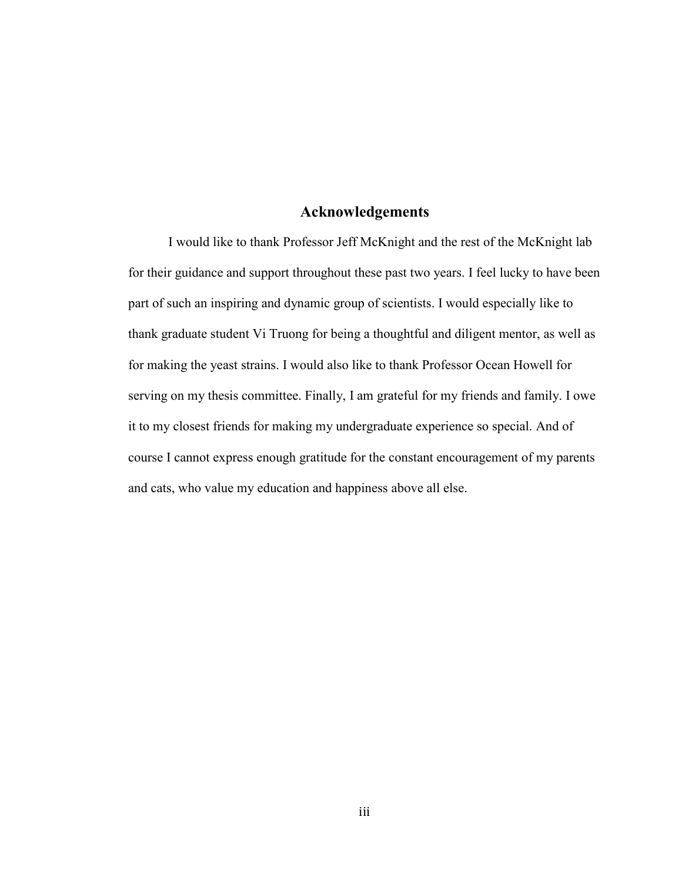## Acknowledgements

I would like to thank Professor Jeff McKnight and the rest of the McKnight lab for their guidance and support throughout these past two years. I feel lucky to have been part of such an inspiring and dynamic group of scientists. I would especially like to thank graduate student Vi Truong for being a thoughtful and diligent mentor, as well as for making the yeast strains. I would also like to thank Professor Ocean Howell for serving on my thesis committee. Finally, I am grateful for my friends and family. I owe it to my closest friends for making my undergraduate experience so special. And of course I cannot express enough gratitude for the constant encouragement of my parents and cats, who value my education and happiness above all else.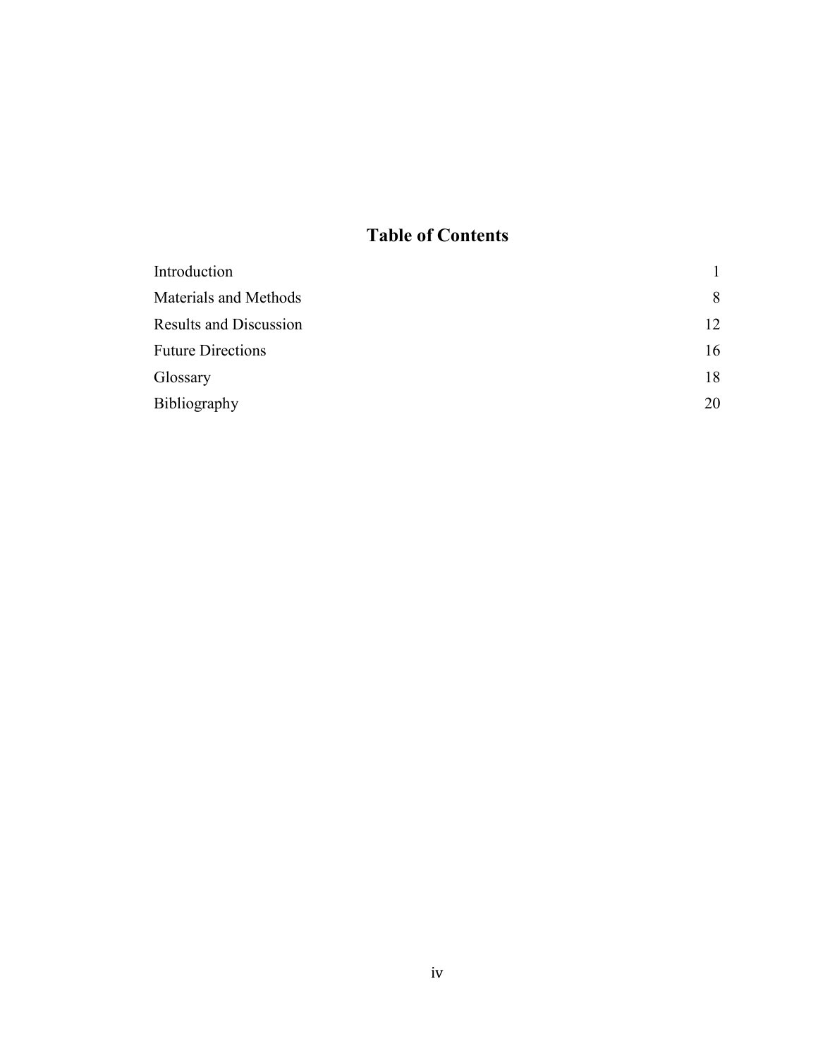# Table of Contents

| | |
|---|---|
| Introduction | 1 |
| Materials and Methods | 8 |
| Results and Discussion | 12 |
| Future Directions | 16 |
| Glossary | 18 |
| Bibliography | 20 |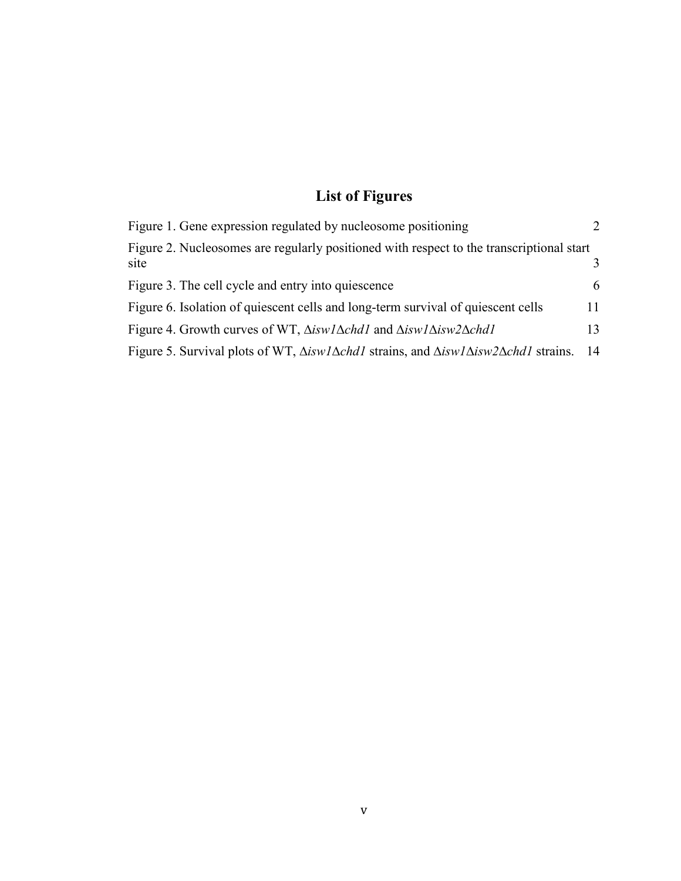# List of Figures

Figure 1. Gene expression regulated by nucleosome positioning 2

Figure 2. Nucleosomes are regularly positioned with respect to the transcriptional start site 3

Figure 3. The cell cycle and entry into quiescence 6

Figure 6. Isolation of quiescent cells and long-term survival of quiescent cells 11

Figure 4. Growth curves of WT, Δ*isw1*Δ*chd1* and Δ*isw1*Δ*isw2*Δ*chd1* 13

Figure 5. Survival plots of WT, Δ*isw1*Δ*chd1* strains, and Δ*isw1*Δ*isw2*Δ*chd1* strains. 14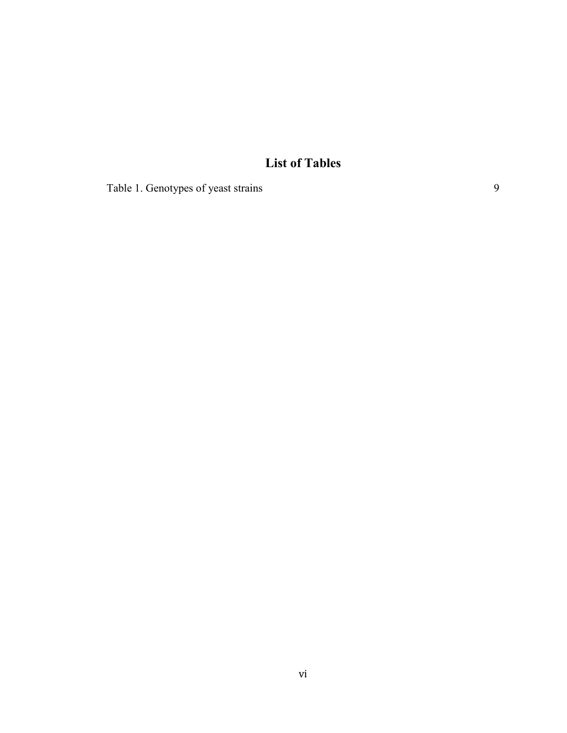# List of Tables

Table 1. Genotypes of yeast strains 9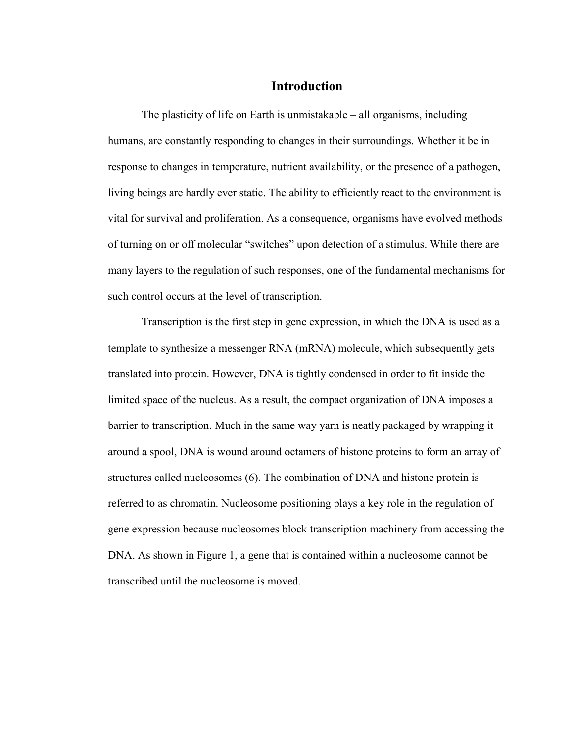# Introduction

The plasticity of life on Earth is unmistakable – all organisms, including humans, are constantly responding to changes in their surroundings. Whether it be in response to changes in temperature, nutrient availability, or the presence of a pathogen, living beings are hardly ever static. The ability to efficiently react to the environment is vital for survival and proliferation. As a consequence, organisms have evolved methods of turning on or off molecular "switches" upon detection of a stimulus. While there are many layers to the regulation of such responses, one of the fundamental mechanisms for such control occurs at the level of transcription.

Transcription is the first step in gene expression, in which the DNA is used as a template to synthesize a messenger RNA (mRNA) molecule, which subsequently gets translated into protein. However, DNA is tightly condensed in order to fit inside the limited space of the nucleus. As a result, the compact organization of DNA imposes a barrier to transcription. Much in the same way yarn is neatly packaged by wrapping it around a spool, DNA is wound around octamers of histone proteins to form an array of structures called nucleosomes (6). The combination of DNA and histone protein is referred to as chromatin. Nucleosome positioning plays a key role in the regulation of gene expression because nucleosomes block transcription machinery from accessing the DNA. As shown in Figure 1, a gene that is contained within a nucleosome cannot be transcribed until the nucleosome is moved.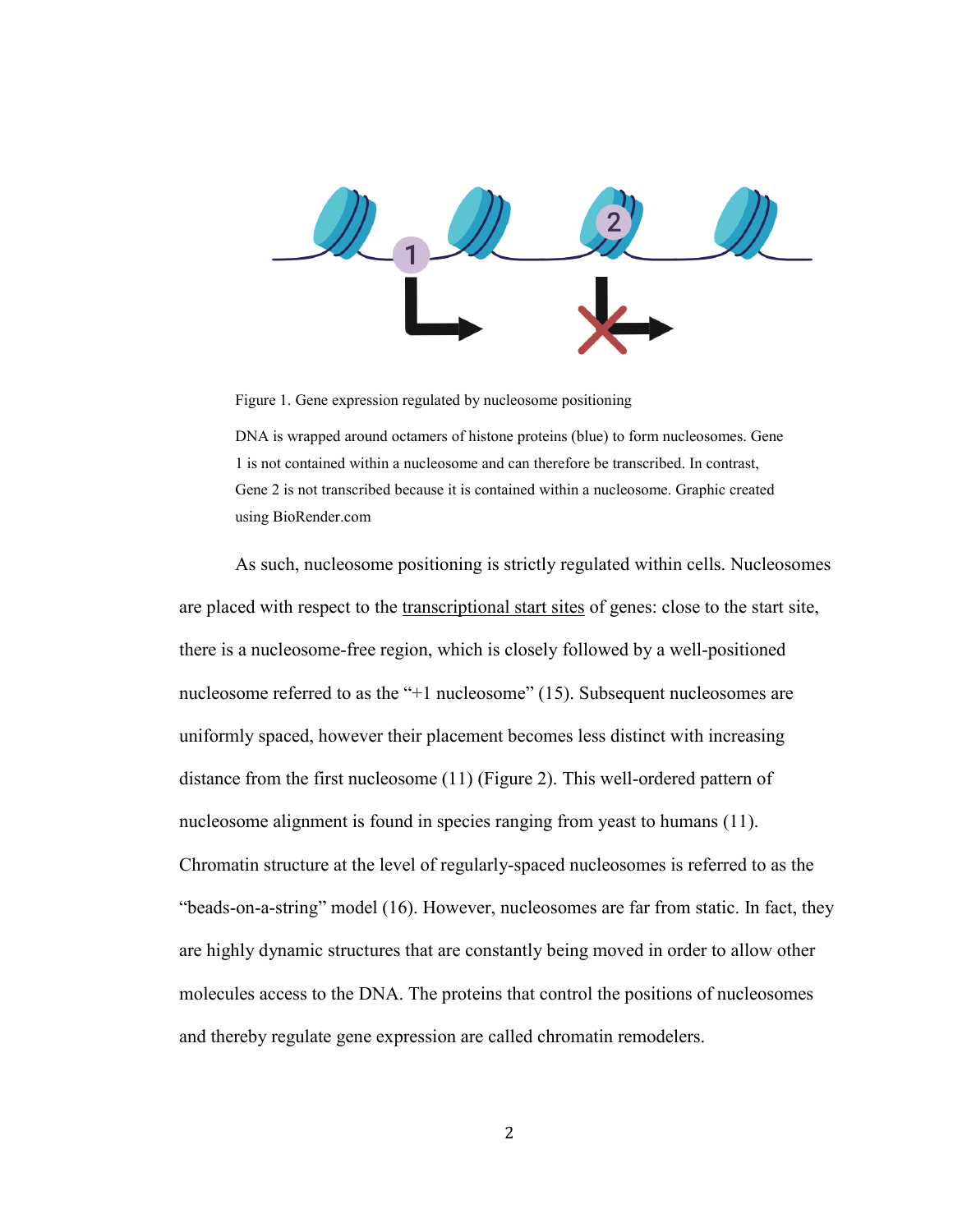Figure 1. Gene expression regulated by nucleosome positioning

DNA is wrapped around octamers of histone proteins (blue) to form nucleosomes. Gene 1 is not contained within a nucleosome and can therefore be transcribed. In contrast, Gene 2 is not transcribed because it is contained within a nucleosome. Graphic created using BioRender.com

As such, nucleosome positioning is strictly regulated within cells. Nucleosomes are placed with respect to the transcriptional start sites of genes: close to the start site, there is a nucleosome-free region, which is closely followed by a well-positioned nucleosome referred to as the "+1 nucleosome" (15). Subsequent nucleosomes are uniformly spaced, however their placement becomes less distinct with increasing distance from the first nucleosome (11) (Figure 2). This well-ordered pattern of nucleosome alignment is found in species ranging from yeast to humans (11). Chromatin structure at the level of regularly-spaced nucleosomes is referred to as the "beads-on-a-string" model (16). However, nucleosomes are far from static. In fact, they are highly dynamic structures that are constantly being moved in order to allow other molecules access to the DNA. The proteins that control the positions of nucleosomes and thereby regulate gene expression are called chromatin remodelers.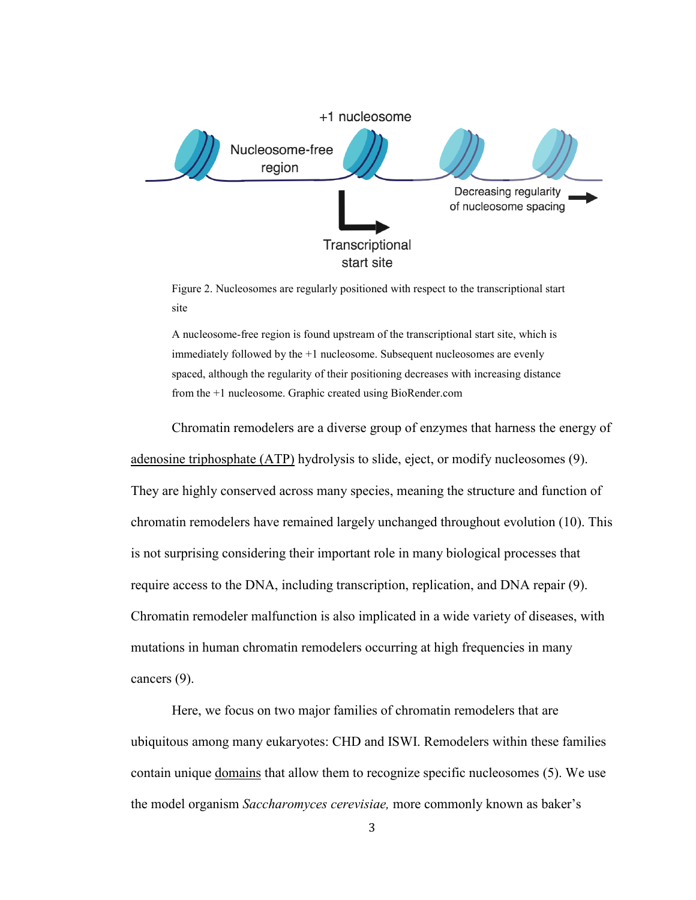Figure 2. Nucleosomes are regularly positioned with respect to the transcriptional start site

A nucleosome-free region is found upstream of the transcriptional start site, which is immediately followed by the +1 nucleosome. Subsequent nucleosomes are evenly spaced, although the regularity of their positioning decreases with increasing distance from the +1 nucleosome. Graphic created using BioRender.com

Chromatin remodelers are a diverse group of enzymes that harness the energy of adenosine triphosphate (ATP) hydrolysis to slide, eject, or modify nucleosomes (9). They are highly conserved across many species, meaning the structure and function of chromatin remodelers have remained largely unchanged throughout evolution (10). This is not surprising considering their important role in many biological processes that require access to the DNA, including transcription, replication, and DNA repair (9). Chromatin remodeler malfunction is also implicated in a wide variety of diseases, with mutations in human chromatin remodelers occurring at high frequencies in many cancers (9).

Here, we focus on two major families of chromatin remodelers that are ubiquitous among many eukaryotes: CHD and ISWI. Remodelers within these families contain unique domains that allow them to recognize specific nucleosomes (5). We use the model organism *Saccharomyces cerevisiae,* more commonly known as baker's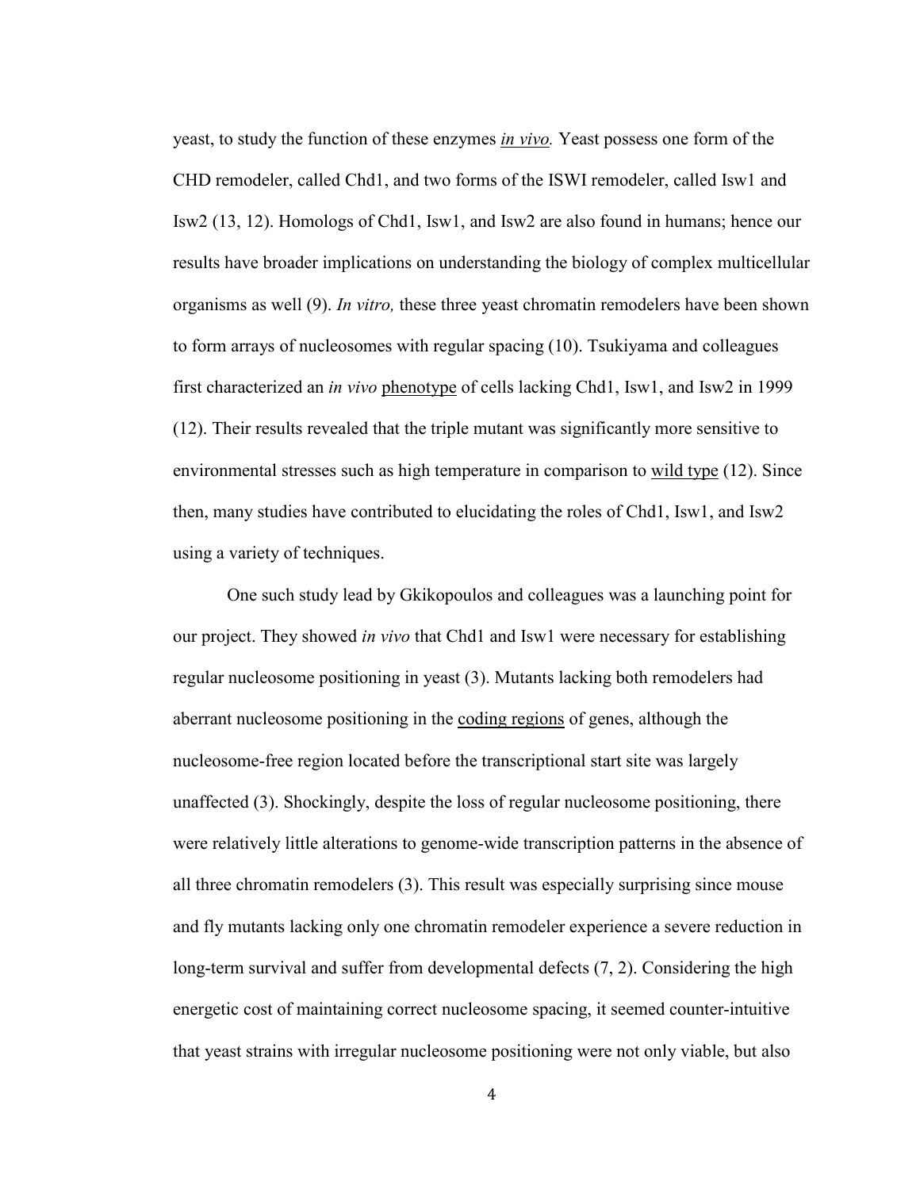yeast, to study the function of these enzymes *in vivo.* Yeast possess one form of the CHD remodeler, called Chd1, and two forms of the ISWI remodeler, called Isw1 and Isw2 (13, 12). Homologs of Chd1, Isw1, and Isw2 are also found in humans; hence our results have broader implications on understanding the biology of complex multicellular organisms as well (9). *In vitro,* these three yeast chromatin remodelers have been shown to form arrays of nucleosomes with regular spacing (10). Tsukiyama and colleagues first characterized an *in vivo* phenotype of cells lacking Chd1, Isw1, and Isw2 in 1999 (12). Their results revealed that the triple mutant was significantly more sensitive to environmental stresses such as high temperature in comparison to wild type (12). Since then, many studies have contributed to elucidating the roles of Chd1, Isw1, and Isw2 using a variety of techniques.

One such study lead by Gkikopoulos and colleagues was a launching point for our project. They showed *in vivo* that Chd1 and Isw1 were necessary for establishing regular nucleosome positioning in yeast (3). Mutants lacking both remodelers had aberrant nucleosome positioning in the coding regions of genes, although the nucleosome-free region located before the transcriptional start site was largely unaffected (3). Shockingly, despite the loss of regular nucleosome positioning, there were relatively little alterations to genome-wide transcription patterns in the absence of all three chromatin remodelers (3). This result was especially surprising since mouse and fly mutants lacking only one chromatin remodeler experience a severe reduction in long-term survival and suffer from developmental defects (7, 2). Considering the high energetic cost of maintaining correct nucleosome spacing, it seemed counter-intuitive that yeast strains with irregular nucleosome positioning were not only viable, but also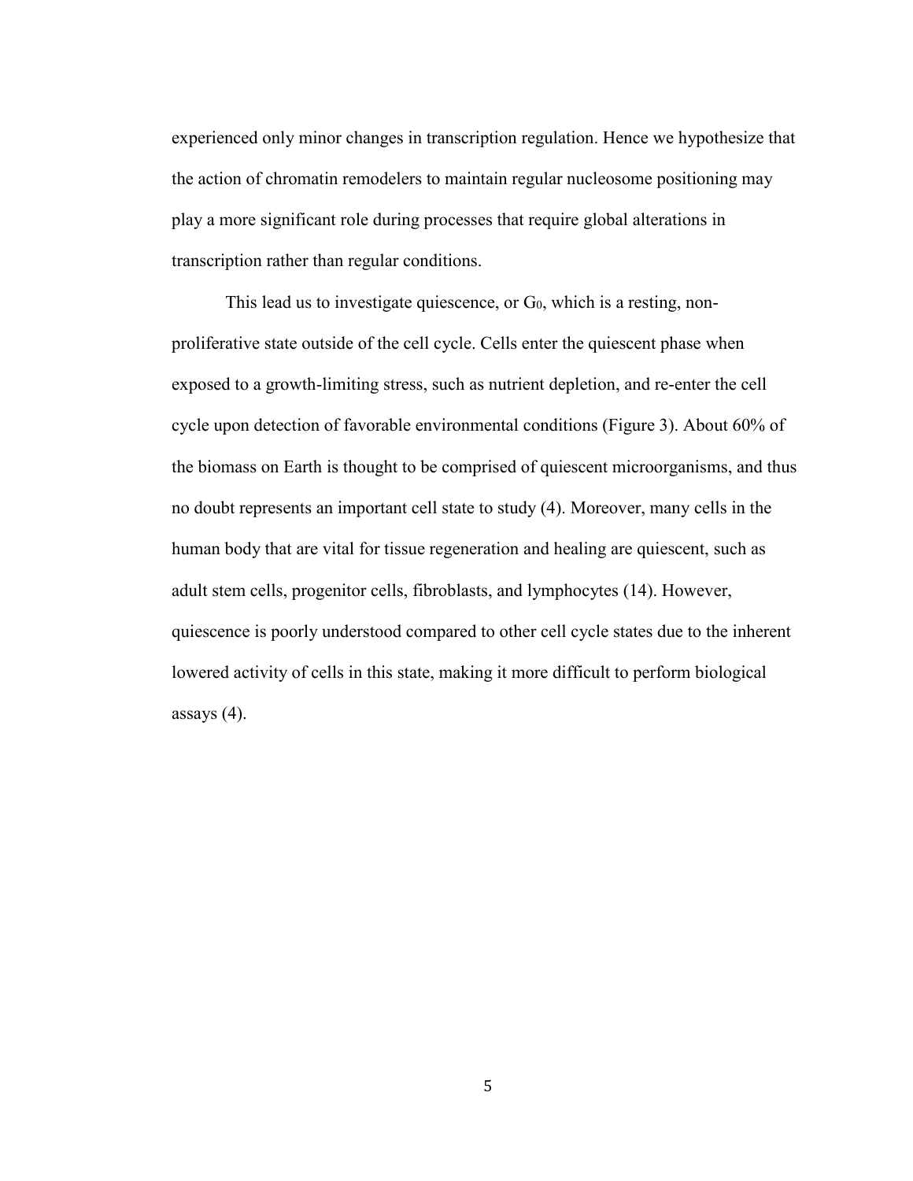experienced only minor changes in transcription regulation. Hence we hypothesize that the action of chromatin remodelers to maintain regular nucleosome positioning may play a more significant role during processes that require global alterations in transcription rather than regular conditions.

This lead us to investigate quiescence, or $G_0$, which is a resting, non-proliferative state outside of the cell cycle. Cells enter the quiescent phase when exposed to a growth-limiting stress, such as nutrient depletion, and re-enter the cell cycle upon detection of favorable environmental conditions (Figure 3). About 60% of the biomass on Earth is thought to be comprised of quiescent microorganisms, and thus no doubt represents an important cell state to study (4). Moreover, many cells in the human body that are vital for tissue regeneration and healing are quiescent, such as adult stem cells, progenitor cells, fibroblasts, and lymphocytes (14). However, quiescence is poorly understood compared to other cell cycle states due to the inherent lowered activity of cells in this state, making it more difficult to perform biological assays (4).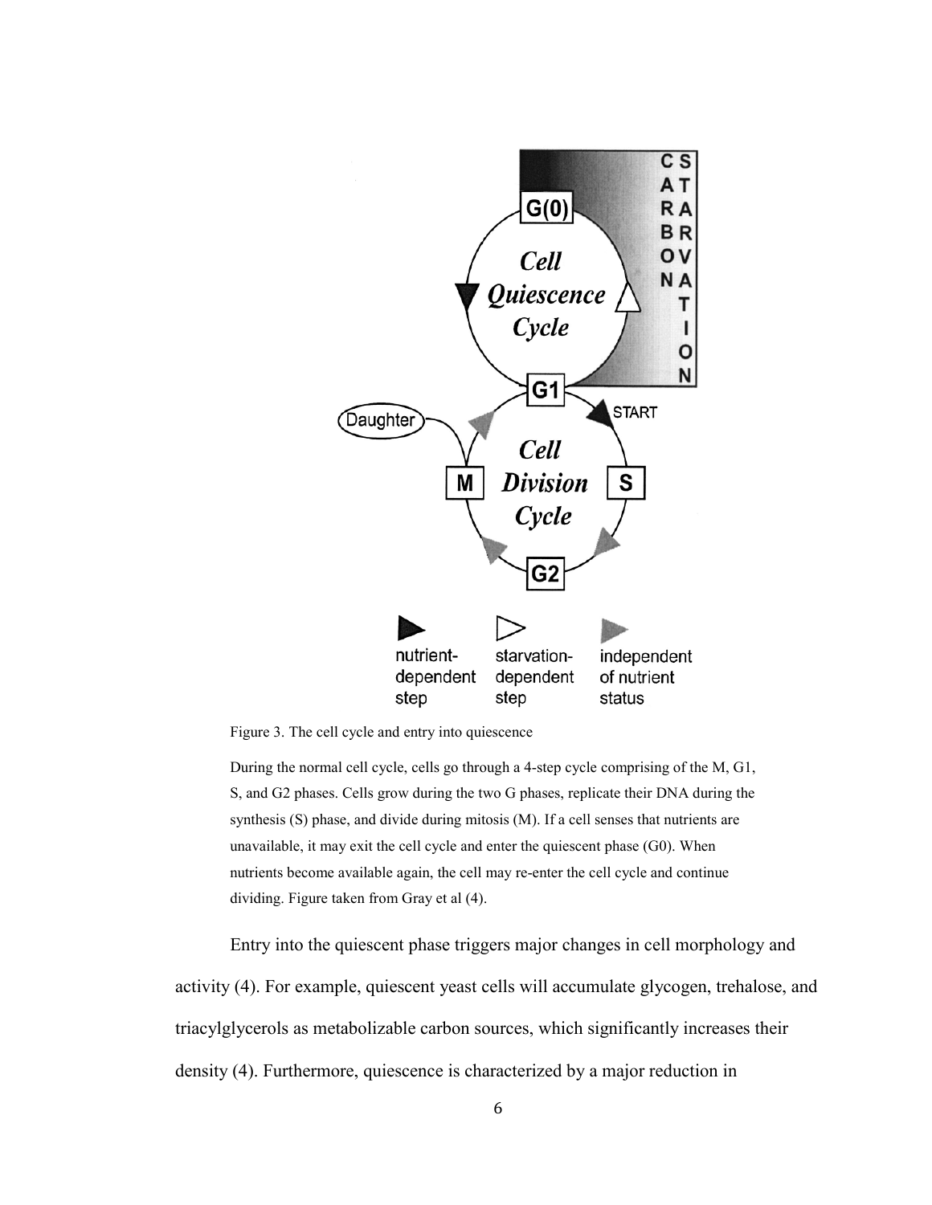Figure 3. The cell cycle and entry into quiescence

During the normal cell cycle, cells go through a 4-step cycle comprising of the M, G1, S, and G2 phases. Cells grow during the two G phases, replicate their DNA during the synthesis (S) phase, and divide during mitosis (M). If a cell senses that nutrients are unavailable, it may exit the cell cycle and enter the quiescent phase (G0). When nutrients become available again, the cell may re-enter the cell cycle and continue dividing. Figure taken from Gray et al (4).

Entry into the quiescent phase triggers major changes in cell morphology and activity (4). For example, quiescent yeast cells will accumulate glycogen, trehalose, and triacylglycerols as metabolizable carbon sources, which significantly increases their density (4). Furthermore, quiescence is characterized by a major reduction in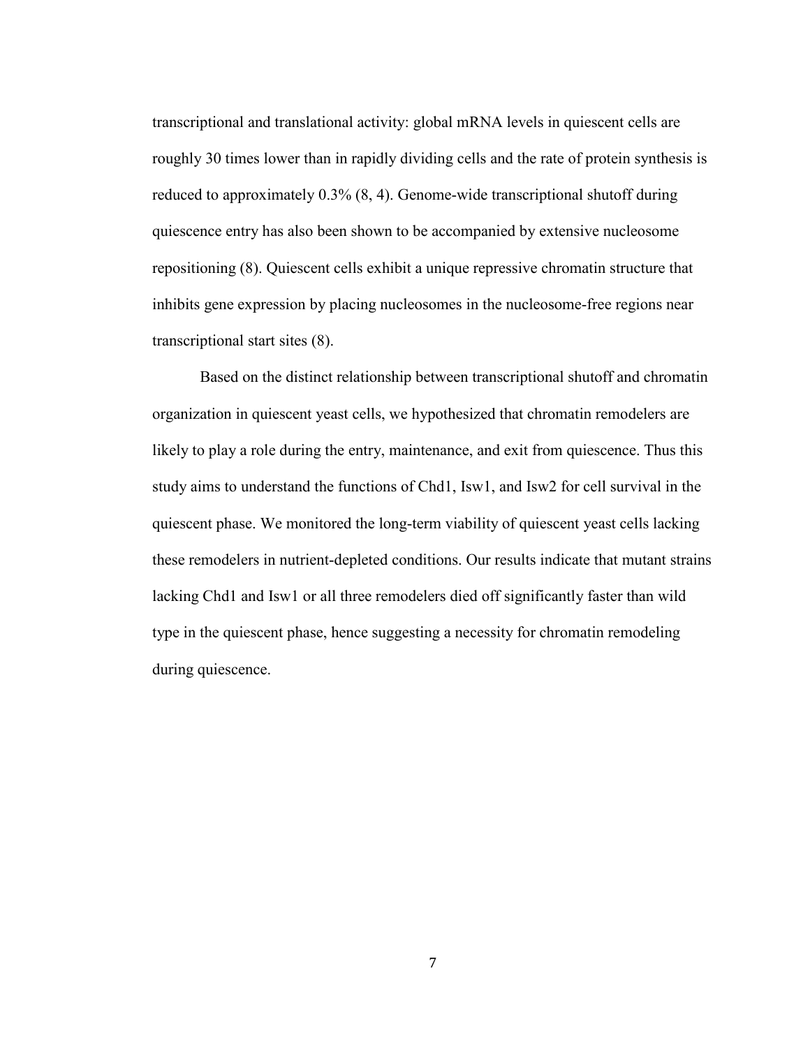transcriptional and translational activity: global mRNA levels in quiescent cells are roughly 30 times lower than in rapidly dividing cells and the rate of protein synthesis is reduced to approximately 0.3% (8, 4). Genome-wide transcriptional shutoff during quiescence entry has also been shown to be accompanied by extensive nucleosome repositioning (8). Quiescent cells exhibit a unique repressive chromatin structure that inhibits gene expression by placing nucleosomes in the nucleosome-free regions near transcriptional start sites (8).

Based on the distinct relationship between transcriptional shutoff and chromatin organization in quiescent yeast cells, we hypothesized that chromatin remodelers are likely to play a role during the entry, maintenance, and exit from quiescence. Thus this study aims to understand the functions of Chd1, Isw1, and Isw2 for cell survival in the quiescent phase. We monitored the long-term viability of quiescent yeast cells lacking these remodelers in nutrient-depleted conditions. Our results indicate that mutant strains lacking Chd1 and Isw1 or all three remodelers died off significantly faster than wild type in the quiescent phase, hence suggesting a necessity for chromatin remodeling during quiescence.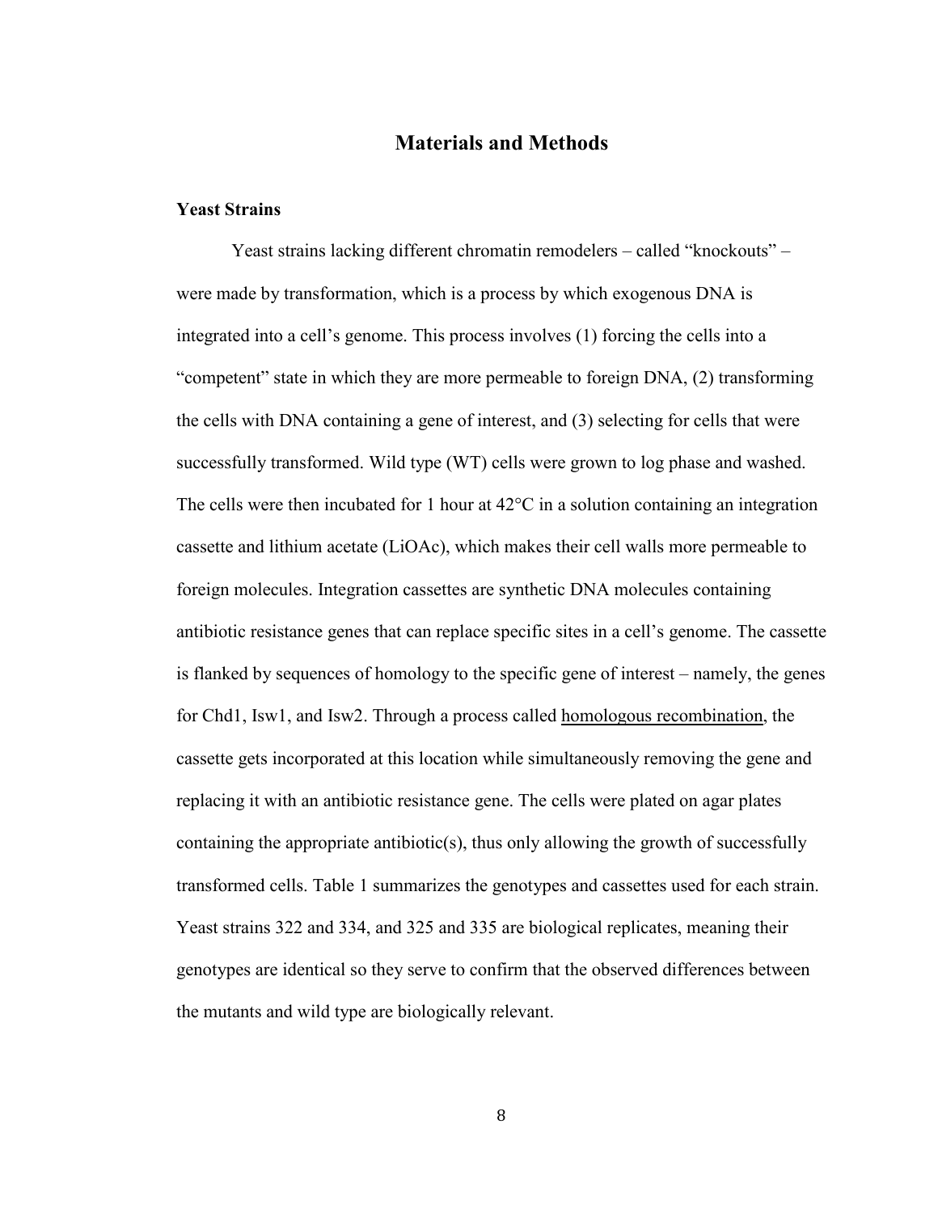# Materials and Methods

## Yeast Strains

Yeast strains lacking different chromatin remodelers – called "knockouts" – were made by transformation, which is a process by which exogenous DNA is integrated into a cell's genome. This process involves (1) forcing the cells into a "competent" state in which they are more permeable to foreign DNA, (2) transforming the cells with DNA containing a gene of interest, and (3) selecting for cells that were successfully transformed. Wild type (WT) cells were grown to log phase and washed. The cells were then incubated for 1 hour at 42°C in a solution containing an integration cassette and lithium acetate (LiOAc), which makes their cell walls more permeable to foreign molecules. Integration cassettes are synthetic DNA molecules containing antibiotic resistance genes that can replace specific sites in a cell's genome. The cassette is flanked by sequences of homology to the specific gene of interest – namely, the genes for Chd1, Isw1, and Isw2. Through a process called homologous recombination, the cassette gets incorporated at this location while simultaneously removing the gene and replacing it with an antibiotic resistance gene. The cells were plated on agar plates containing the appropriate antibiotic(s), thus only allowing the growth of successfully transformed cells. Table 1 summarizes the genotypes and cassettes used for each strain. Yeast strains 322 and 334, and 325 and 335 are biological replicates, meaning their genotypes are identical so they serve to confirm that the observed differences between the mutants and wild type are biologically relevant.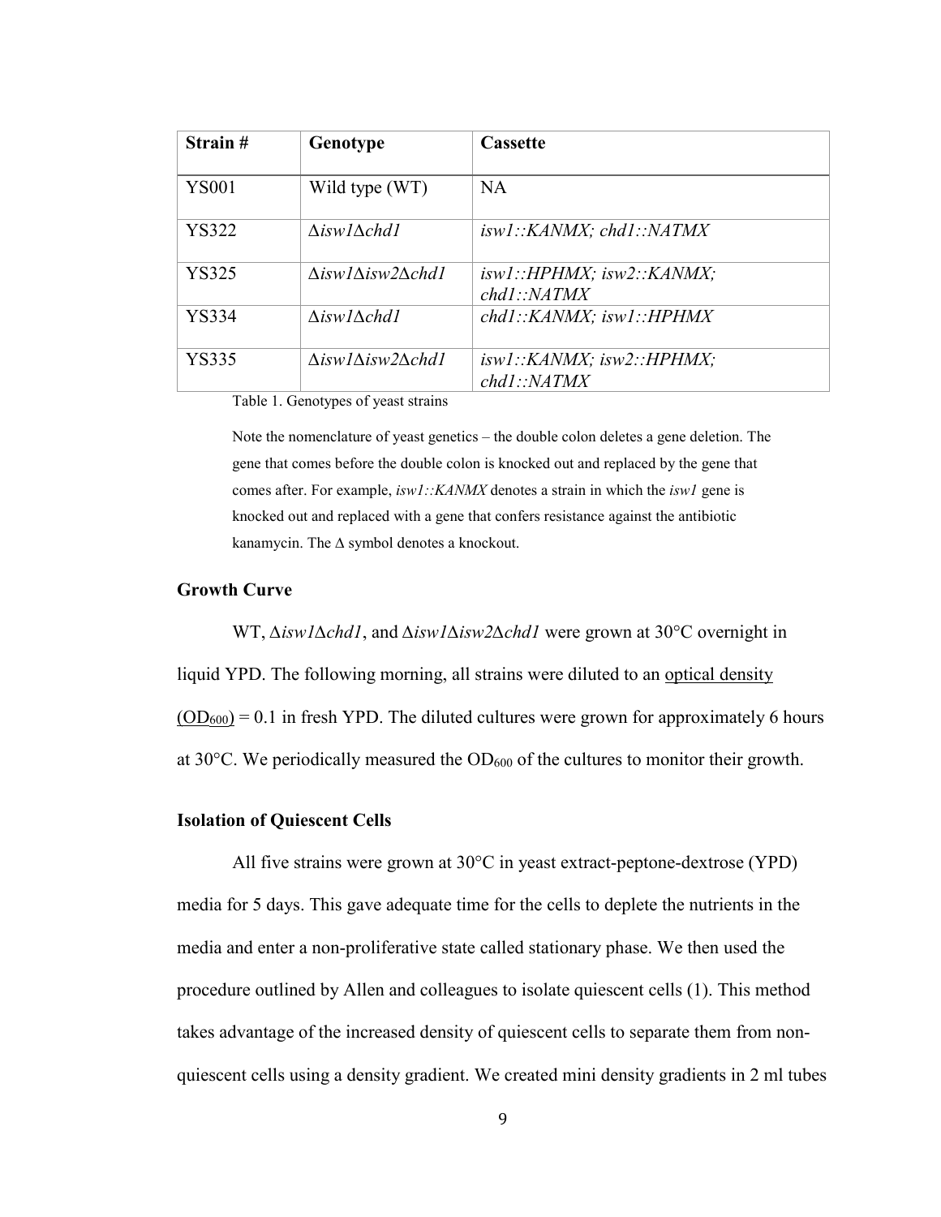| Strain # | Genotype | Cassette |
|---|---|---|
| YS001 | Wild type (WT) | NA |
| YS322 | Δ*isw1*Δ*chd1* | *isw1::KANMX; chd1::NATMX* |
| YS325 | Δ*isw1*Δ*isw2*Δ*chd1* | *isw1::HPHMX; isw2::KANMX; chd1::NATMX* |
| YS334 | Δ*isw1*Δ*chd1* | *chd1::KANMX; isw1::HPHMX* |
| YS335 | Δ*isw1*Δ*isw2*Δ*chd1* | *isw1::KANMX; isw2::HPHMX; chd1::NATMX* |

Table 1. Genotypes of yeast strains

Note the nomenclature of yeast genetics – the double colon deletes a gene deletion. The gene that comes before the double colon is knocked out and replaced by the gene that comes after. For example, *isw1::KANMX* denotes a strain in which the *isw1* gene is knocked out and replaced with a gene that confers resistance against the antibiotic kanamycin. The Δ symbol denotes a knockout.

### Growth Curve

WT, Δ*isw1*Δ*chd1*, and Δ*isw1*Δ*isw2*Δ*chd1* were grown at 30°C overnight in liquid YPD. The following morning, all strains were diluted to an optical density ($OD_{600}$) = 0.1 in fresh YPD. The diluted cultures were grown for approximately 6 hours at 30°C. We periodically measured the $OD_{600}$ of the cultures to monitor their growth.

### Isolation of Quiescent Cells

All five strains were grown at 30°C in yeast extract-peptone-dextrose (YPD) media for 5 days. This gave adequate time for the cells to deplete the nutrients in the media and enter a non-proliferative state called stationary phase. We then used the procedure outlined by Allen and colleagues to isolate quiescent cells (1). This method takes advantage of the increased density of quiescent cells to separate them from non-quiescent cells using a density gradient. We created mini density gradients in 2 ml tubes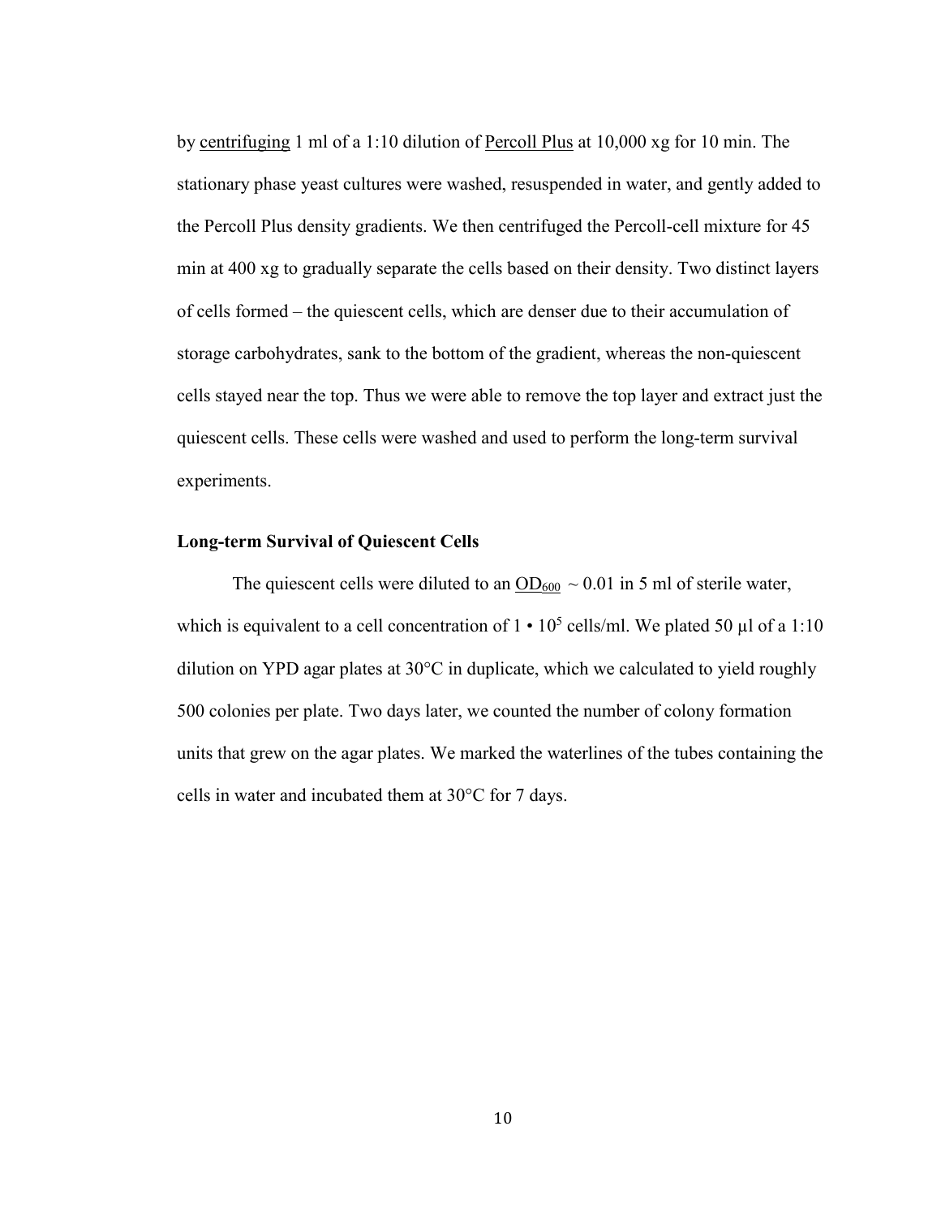by centrifuging 1 ml of a 1:10 dilution of Percoll Plus at 10,000 xg for 10 min. The stationary phase yeast cultures were washed, resuspended in water, and gently added to the Percoll Plus density gradients. We then centrifuged the Percoll-cell mixture for 45 min at 400 xg to gradually separate the cells based on their density. Two distinct layers of cells formed – the quiescent cells, which are denser due to their accumulation of storage carbohydrates, sank to the bottom of the gradient, whereas the non-quiescent cells stayed near the top. Thus we were able to remove the top layer and extract just the quiescent cells. These cells were washed and used to perform the long-term survival experiments.

### Long-term Survival of Quiescent Cells

The quiescent cells were diluted to an $OD_{600}$ ~ 0.01 in 5 ml of sterile water, which is equivalent to a cell concentration of $1 \cdot 10^5$ cells/ml. We plated 50 µl of a 1:10 dilution on YPD agar plates at 30°C in duplicate, which we calculated to yield roughly 500 colonies per plate. Two days later, we counted the number of colony formation units that grew on the agar plates. We marked the waterlines of the tubes containing the cells in water and incubated them at 30°C for 7 days.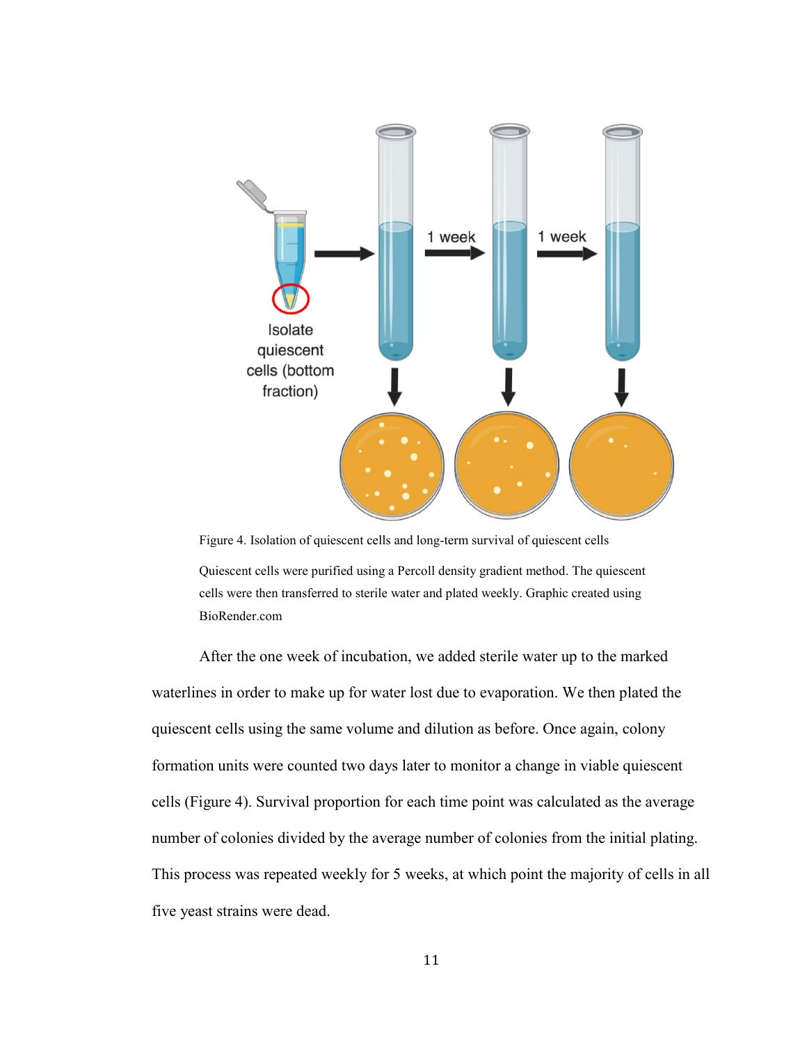Figure 4. Isolation of quiescent cells and long-term survival of quiescent cells

Quiescent cells were purified using a Percoll density gradient method. The quiescent cells were then transferred to sterile water and plated weekly. Graphic created using BioRender.com

After the one week of incubation, we added sterile water up to the marked waterlines in order to make up for water lost due to evaporation. We then plated the quiescent cells using the same volume and dilution as before. Once again, colony formation units were counted two days later to monitor a change in viable quiescent cells (Figure 4). Survival proportion for each time point was calculated as the average number of colonies divided by the average number of colonies from the initial plating. This process was repeated weekly for 5 weeks, at which point the majority of cells in all five yeast strains were dead.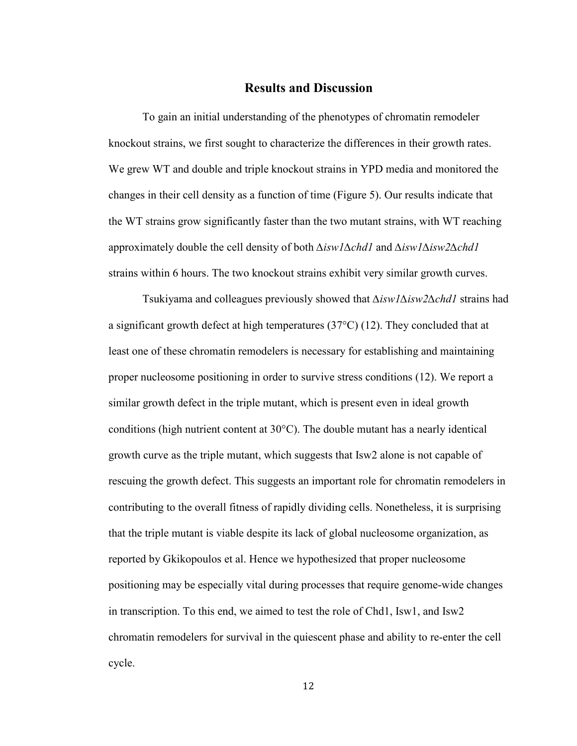# Results and Discussion

To gain an initial understanding of the phenotypes of chromatin remodeler knockout strains, we first sought to characterize the differences in their growth rates. We grew WT and double and triple knockout strains in YPD media and monitored the changes in their cell density as a function of time (Figure 5). Our results indicate that the WT strains grow significantly faster than the two mutant strains, with WT reaching approximately double the cell density of both Δ*isw1*Δ*chd1* and Δ*isw1*Δ*isw2*Δ*chd1* strains within 6 hours. The two knockout strains exhibit very similar growth curves.

Tsukiyama and colleagues previously showed that Δ*isw1*Δ*isw2*Δ*chd1* strains had a significant growth defect at high temperatures (37°C) (12). They concluded that at least one of these chromatin remodelers is necessary for establishing and maintaining proper nucleosome positioning in order to survive stress conditions (12). We report a similar growth defect in the triple mutant, which is present even in ideal growth conditions (high nutrient content at 30°C). The double mutant has a nearly identical growth curve as the triple mutant, which suggests that Isw2 alone is not capable of rescuing the growth defect. This suggests an important role for chromatin remodelers in contributing to the overall fitness of rapidly dividing cells. Nonetheless, it is surprising that the triple mutant is viable despite its lack of global nucleosome organization, as reported by Gkikopoulos et al. Hence we hypothesized that proper nucleosome positioning may be especially vital during processes that require genome-wide changes in transcription. To this end, we aimed to test the role of Chd1, Isw1, and Isw2 chromatin remodelers for survival in the quiescent phase and ability to re-enter the cell cycle.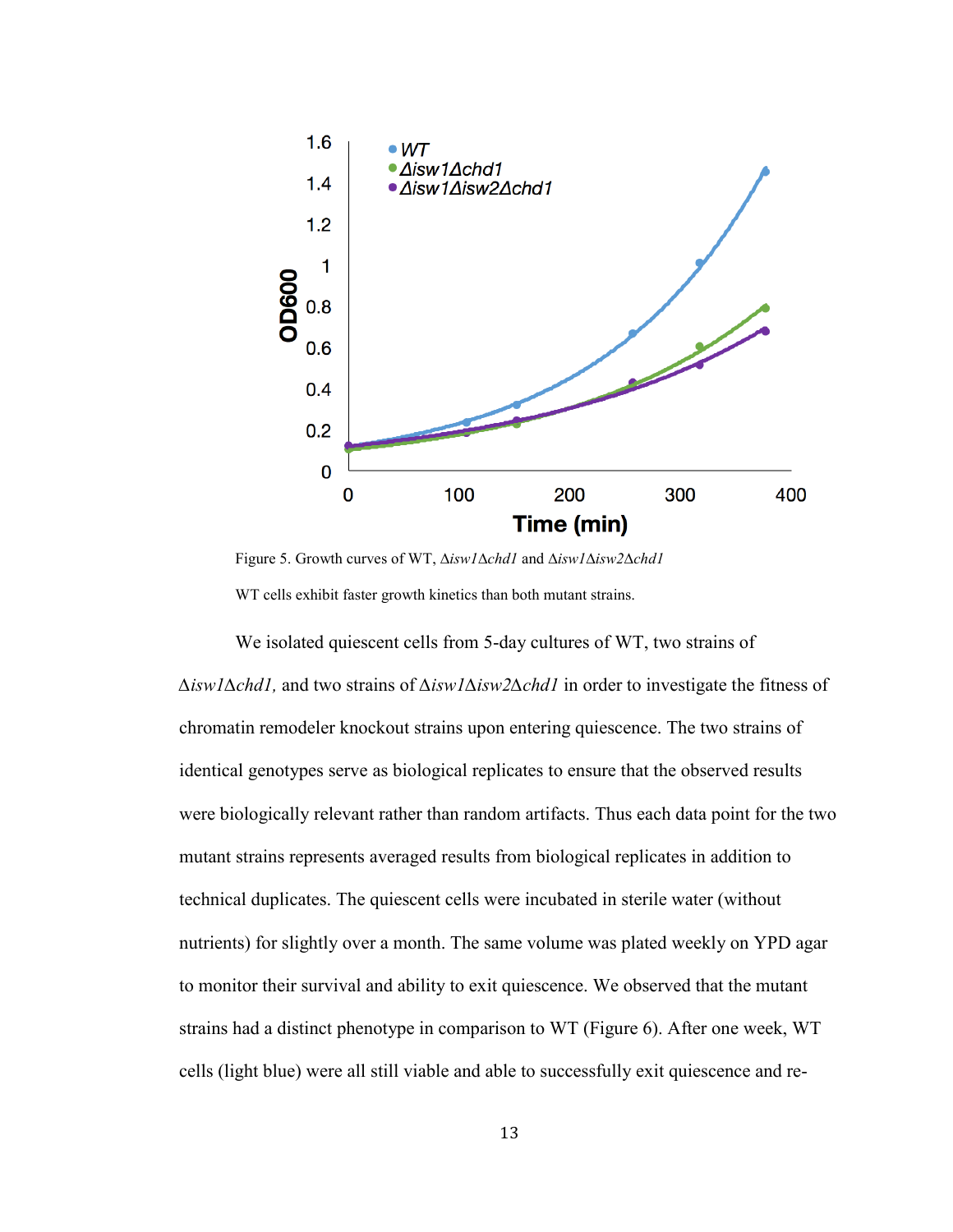Figure 5. Growth curves of WT, Δ*isw1*Δ*chd1* and Δ*isw1*Δ*isw2*Δ*chd1*

WT cells exhibit faster growth kinetics than both mutant strains.

We isolated quiescent cells from 5-day cultures of WT, two strains of Δ*isw1*Δ*chd1,* and two strains of Δ*isw1*Δ*isw2*Δ*chd1* in order to investigate the fitness of chromatin remodeler knockout strains upon entering quiescence. The two strains of identical genotypes serve as biological replicates to ensure that the observed results were biologically relevant rather than random artifacts. Thus each data point for the two mutant strains represents averaged results from biological replicates in addition to technical duplicates. The quiescent cells were incubated in sterile water (without nutrients) for slightly over a month. The same volume was plated weekly on YPD agar to monitor their survival and ability to exit quiescence. We observed that the mutant strains had a distinct phenotype in comparison to WT (Figure 6). After one week, WT cells (light blue) were all still viable and able to successfully exit quiescence and re-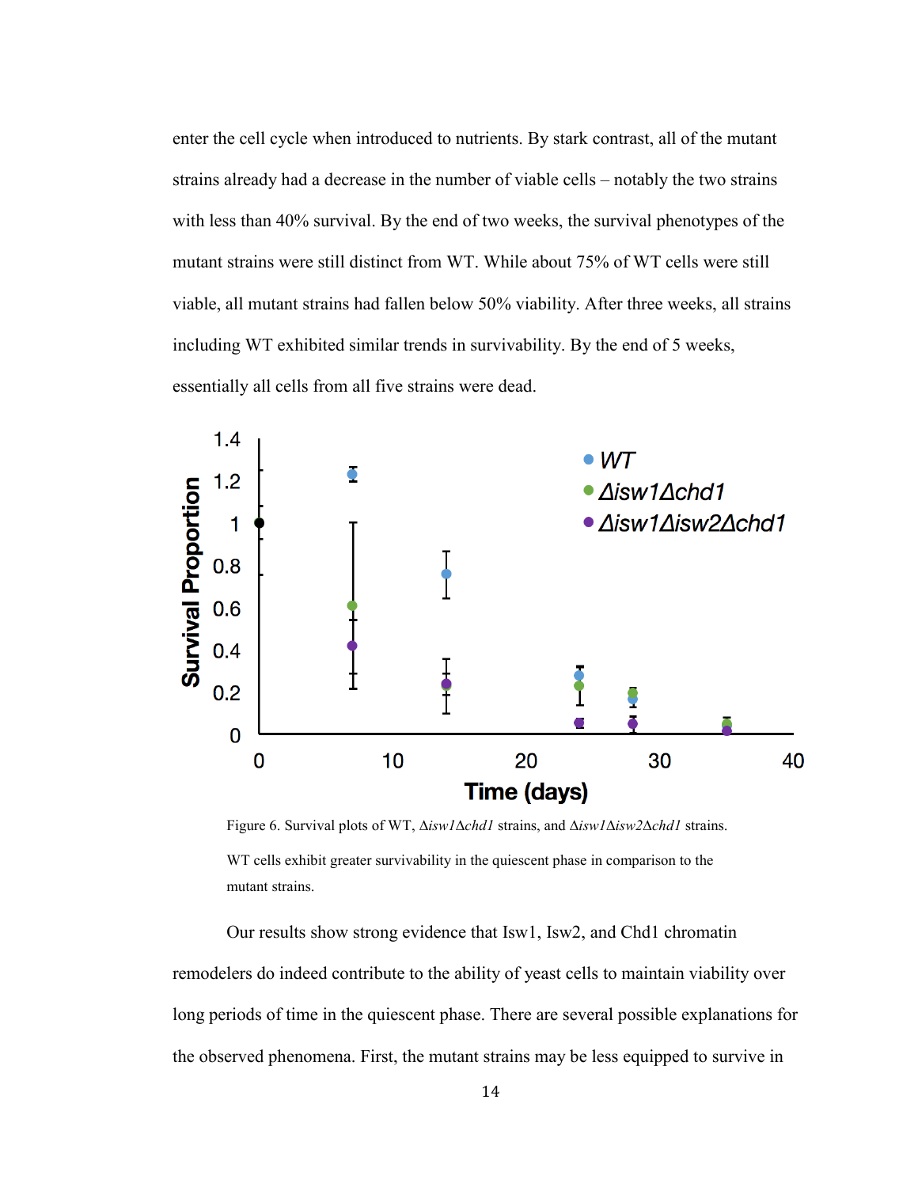enter the cell cycle when introduced to nutrients. By stark contrast, all of the mutant strains already had a decrease in the number of viable cells – notably the two strains with less than 40% survival. By the end of two weeks, the survival phenotypes of the mutant strains were still distinct from WT. While about 75% of WT cells were still viable, all mutant strains had fallen below 50% viability. After three weeks, all strains including WT exhibited similar trends in survivability. By the end of 5 weeks, essentially all cells from all five strains were dead.

Figure 6. Survival plots of WT, Δ*isw1*Δ*chd1* strains, and Δ*isw1*Δ*isw2*Δ*chd1* strains. WT cells exhibit greater survivability in the quiescent phase in comparison to the mutant strains.

Our results show strong evidence that Isw1, Isw2, and Chd1 chromatin remodelers do indeed contribute to the ability of yeast cells to maintain viability over long periods of time in the quiescent phase. There are several possible explanations for the observed phenomena. First, the mutant strains may be less equipped to survive in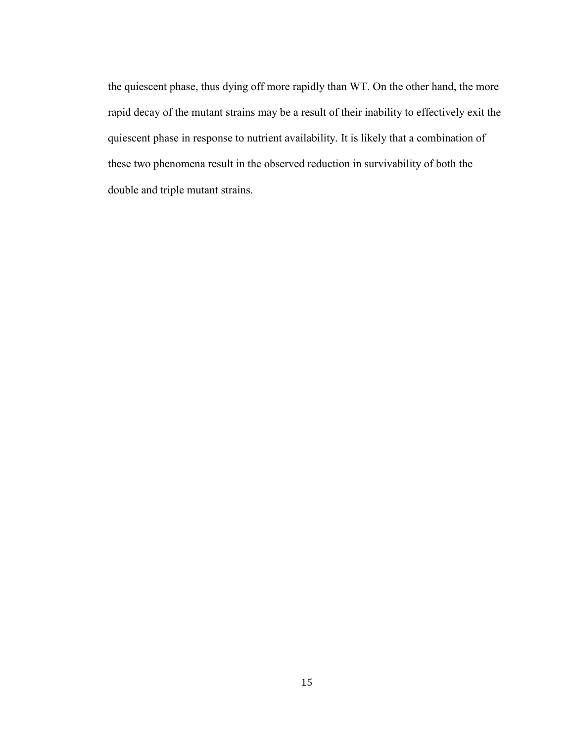the quiescent phase, thus dying off more rapidly than WT. On the other hand, the more rapid decay of the mutant strains may be a result of their inability to effectively exit the quiescent phase in response to nutrient availability. It is likely that a combination of these two phenomena result in the observed reduction in survivability of both the double and triple mutant strains.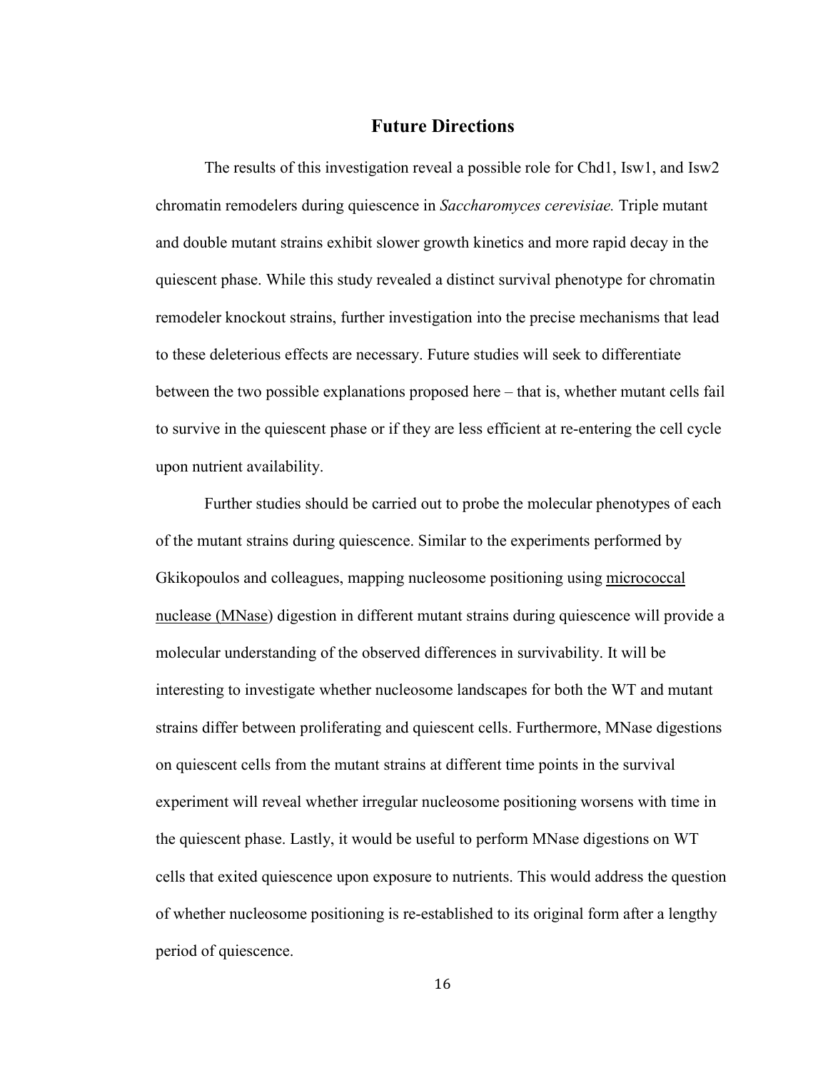## Future Directions

The results of this investigation reveal a possible role for Chd1, Isw1, and Isw2 chromatin remodelers during quiescence in *Saccharomyces cerevisiae.* Triple mutant and double mutant strains exhibit slower growth kinetics and more rapid decay in the quiescent phase. While this study revealed a distinct survival phenotype for chromatin remodeler knockout strains, further investigation into the precise mechanisms that lead to these deleterious effects are necessary. Future studies will seek to differentiate between the two possible explanations proposed here – that is, whether mutant cells fail to survive in the quiescent phase or if they are less efficient at re-entering the cell cycle upon nutrient availability.

Further studies should be carried out to probe the molecular phenotypes of each of the mutant strains during quiescence. Similar to the experiments performed by Gkikopoulos and colleagues, mapping nucleosome positioning using micrococcal nuclease (MNase) digestion in different mutant strains during quiescence will provide a molecular understanding of the observed differences in survivability. It will be interesting to investigate whether nucleosome landscapes for both the WT and mutant strains differ between proliferating and quiescent cells. Furthermore, MNase digestions on quiescent cells from the mutant strains at different time points in the survival experiment will reveal whether irregular nucleosome positioning worsens with time in the quiescent phase. Lastly, it would be useful to perform MNase digestions on WT cells that exited quiescence upon exposure to nutrients. This would address the question of whether nucleosome positioning is re-established to its original form after a lengthy period of quiescence.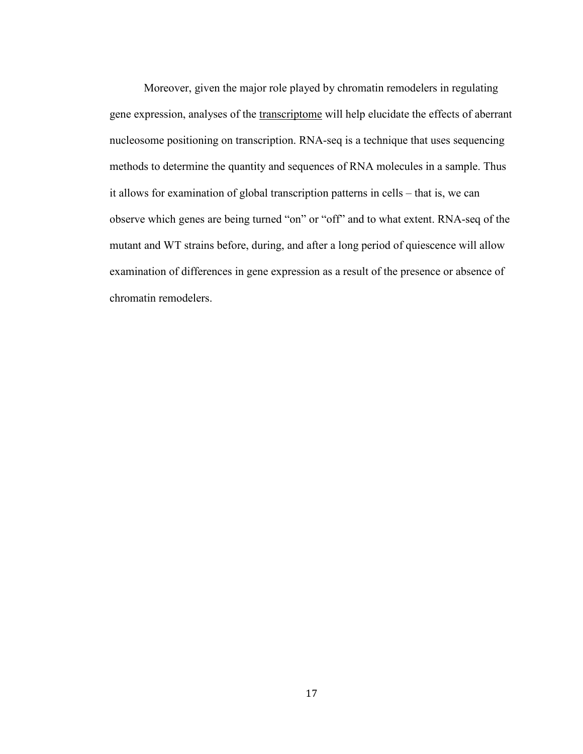Moreover, given the major role played by chromatin remodelers in regulating gene expression, analyses of the <u>transcriptome</u> will help elucidate the effects of aberrant nucleosome positioning on transcription. RNA-seq is a technique that uses sequencing methods to determine the quantity and sequences of RNA molecules in a sample. Thus it allows for examination of global transcription patterns in cells – that is, we can observe which genes are being turned "on" or "off" and to what extent. RNA-seq of the mutant and WT strains before, during, and after a long period of quiescence will allow examination of differences in gene expression as a result of the presence or absence of chromatin remodelers.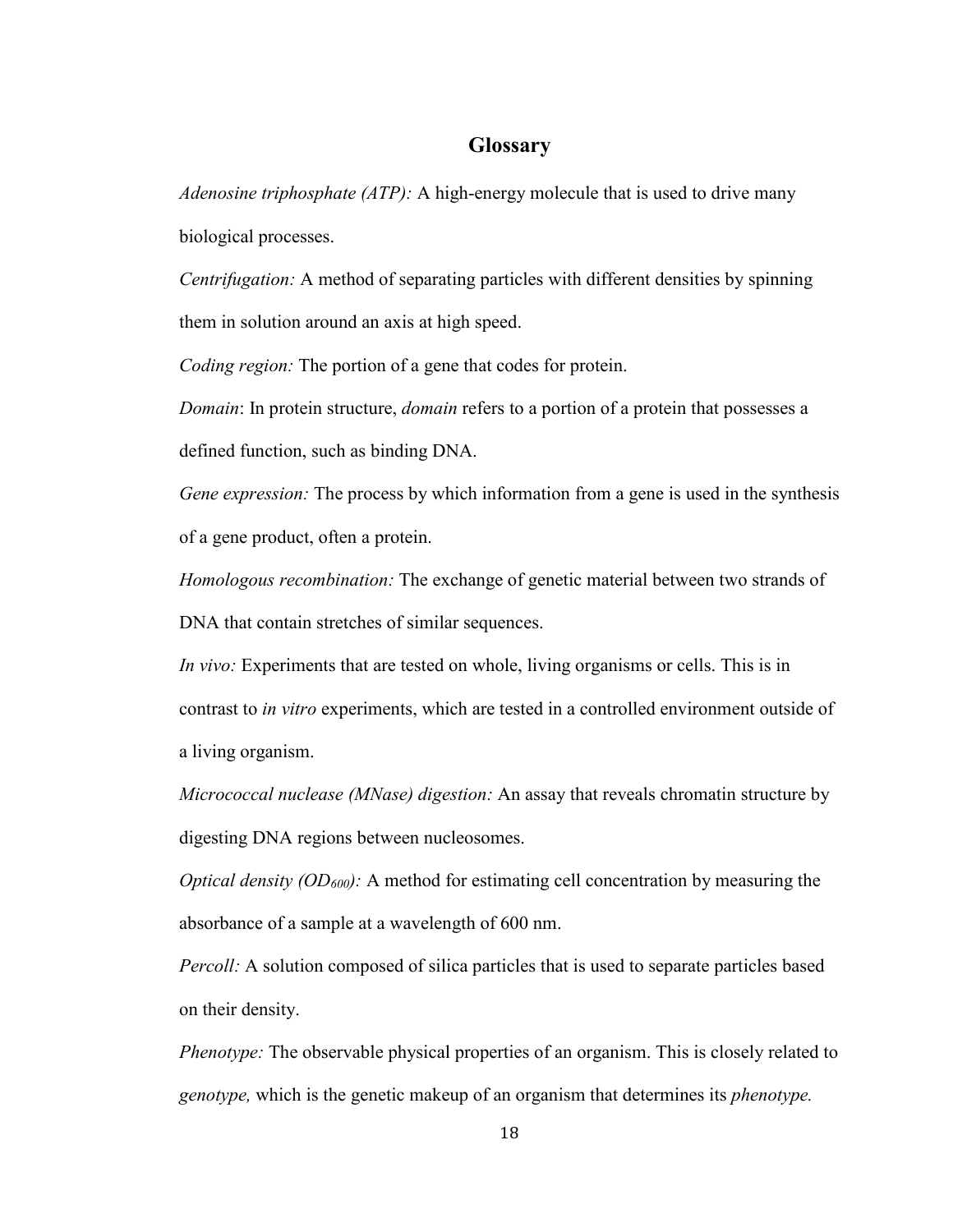## Glossary

*Adenosine triphosphate (ATP):* A high-energy molecule that is used to drive many biological processes.

*Centrifugation:* A method of separating particles with different densities by spinning them in solution around an axis at high speed.

*Coding region:* The portion of a gene that codes for protein.

*Domain*: In protein structure, *domain* refers to a portion of a protein that possesses a defined function, such as binding DNA.

*Gene expression:* The process by which information from a gene is used in the synthesis of a gene product, often a protein.

*Homologous recombination:* The exchange of genetic material between two strands of DNA that contain stretches of similar sequences.

*In vivo:* Experiments that are tested on whole, living organisms or cells. This is in contrast to *in vitro* experiments, which are tested in a controlled environment outside of a living organism.

*Micrococcal nuclease (MNase) digestion:* An assay that reveals chromatin structure by digesting DNA regions between nucleosomes.

*Optical density ($OD_{600}$):* A method for estimating cell concentration by measuring the absorbance of a sample at a wavelength of 600 nm.

*Percoll:* A solution composed of silica particles that is used to separate particles based on their density.

*Phenotype:* The observable physical properties of an organism. This is closely related to *genotype,* which is the genetic makeup of an organism that determines its *phenotype.*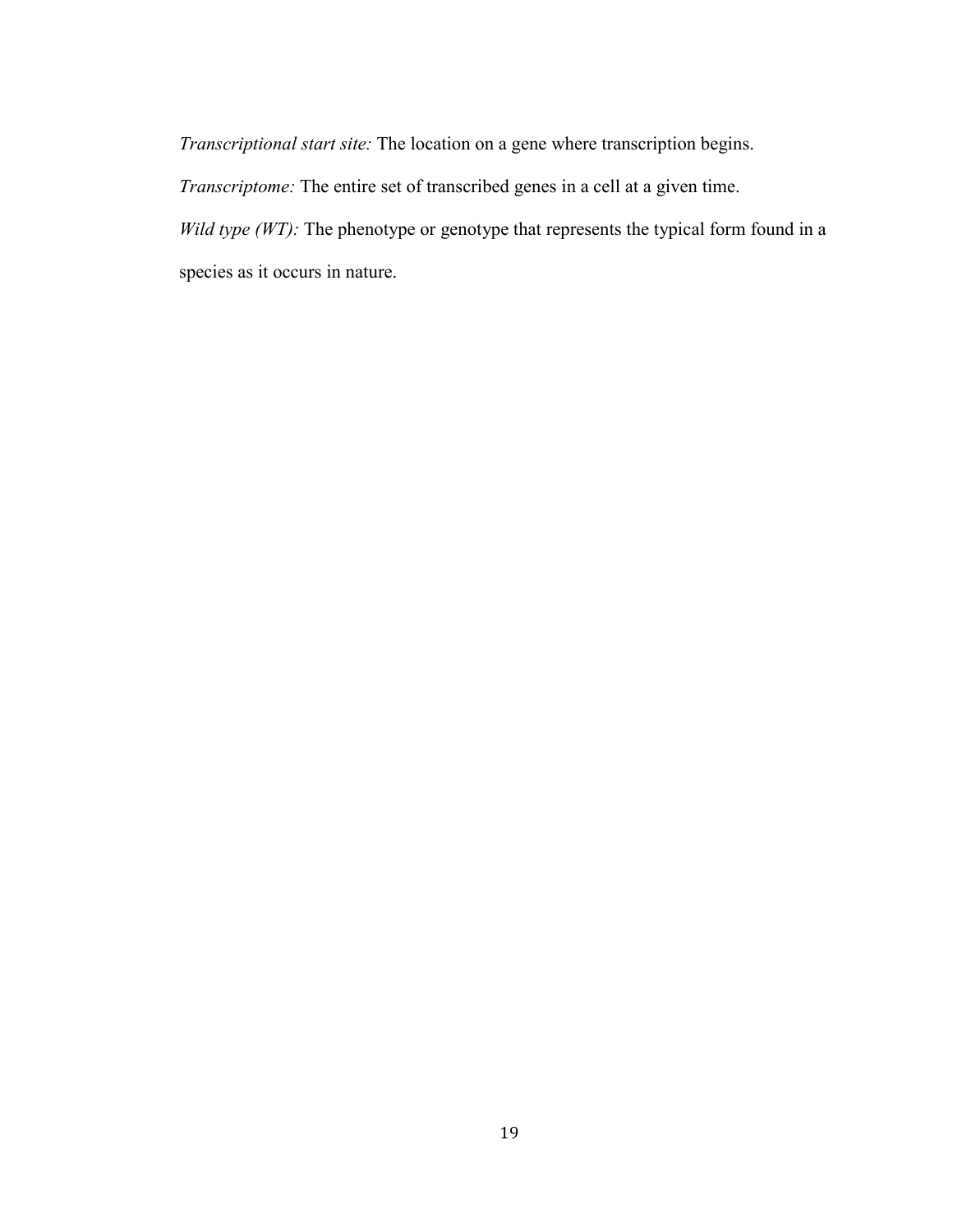*Transcriptional start site:* The location on a gene where transcription begins.

*Transcriptome:* The entire set of transcribed genes in a cell at a given time.

*Wild type (WT):* The phenotype or genotype that represents the typical form found in a species as it occurs in nature.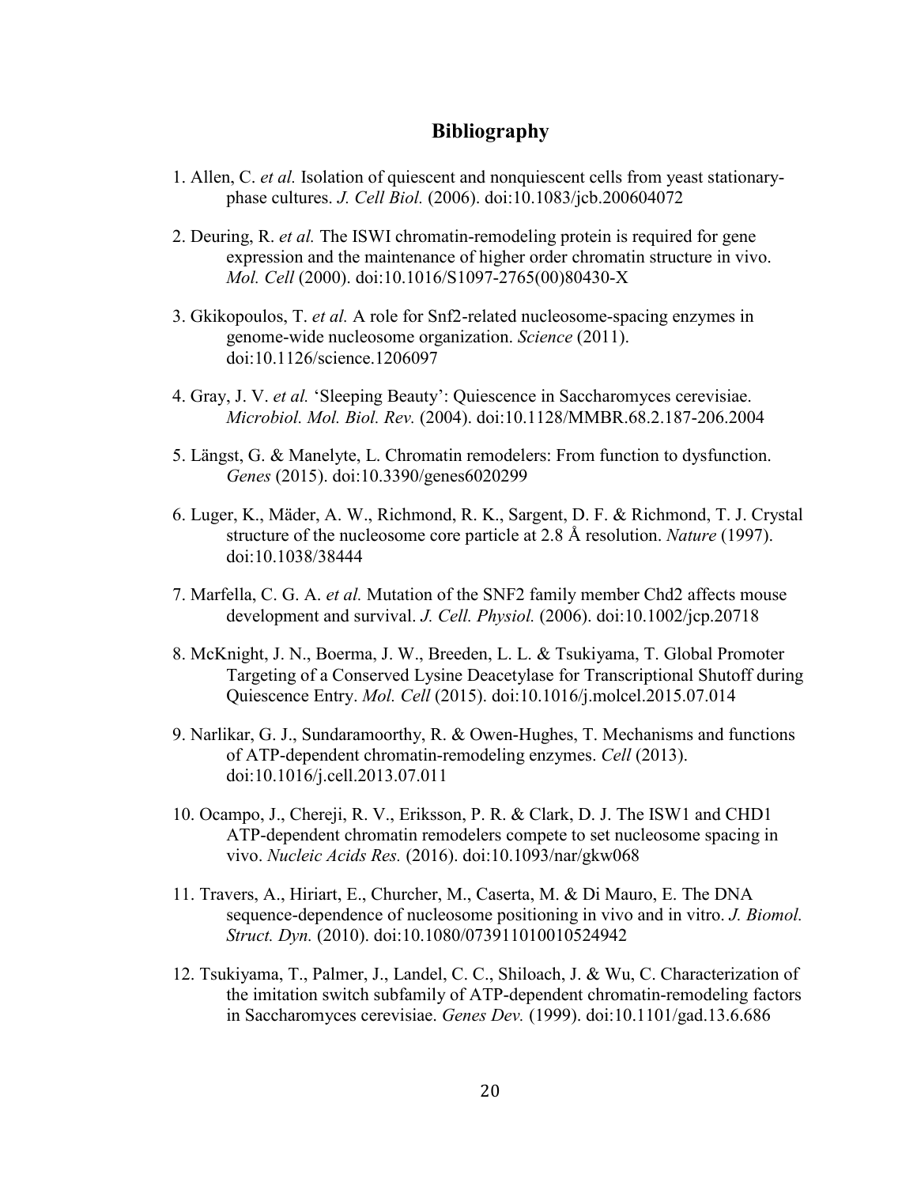# Bibliography

1. Allen, C. *et al.* Isolation of quiescent and nonquiescent cells from yeast stationary-phase cultures. *J. Cell Biol.* (2006). doi:10.1083/jcb.200604072

2. Deuring, R. *et al.* The ISWI chromatin-remodeling protein is required for gene expression and the maintenance of higher order chromatin structure in vivo. *Mol. Cell* (2000). doi:10.1016/S1097-2765(00)80430-X

3. Gkikopoulos, T. *et al.* A role for Snf2-related nucleosome-spacing enzymes in genome-wide nucleosome organization. *Science* (2011). doi:10.1126/science.1206097

4. Gray, J. V. *et al.* 'Sleeping Beauty': Quiescence in Saccharomyces cerevisiae. *Microbiol. Mol. Biol. Rev.* (2004). doi:10.1128/MMBR.68.2.187-206.2004

5. Längst, G. & Manelyte, L. Chromatin remodelers: From function to dysfunction. *Genes* (2015). doi:10.3390/genes6020299

6. Luger, K., Mäder, A. W., Richmond, R. K., Sargent, D. F. & Richmond, T. J. Crystal structure of the nucleosome core particle at 2.8 Å resolution. *Nature* (1997). doi:10.1038/38444

7. Marfella, C. G. A. *et al.* Mutation of the SNF2 family member Chd2 affects mouse development and survival. *J. Cell. Physiol.* (2006). doi:10.1002/jcp.20718

8. McKnight, J. N., Boerma, J. W., Breeden, L. L. & Tsukiyama, T. Global Promoter Targeting of a Conserved Lysine Deacetylase for Transcriptional Shutoff during Quiescence Entry. *Mol. Cell* (2015). doi:10.1016/j.molcel.2015.07.014

9. Narlikar, G. J., Sundaramoorthy, R. & Owen-Hughes, T. Mechanisms and functions of ATP-dependent chromatin-remodeling enzymes. *Cell* (2013). doi:10.1016/j.cell.2013.07.011

10. Ocampo, J., Chereji, R. V., Eriksson, P. R. & Clark, D. J. The ISW1 and CHD1 ATP-dependent chromatin remodelers compete to set nucleosome spacing in vivo. *Nucleic Acids Res.* (2016). doi:10.1093/nar/gkw068

11. Travers, A., Hiriart, E., Churcher, M., Caserta, M. & Di Mauro, E. The DNA sequence-dependence of nucleosome positioning in vivo and in vitro. *J. Biomol. Struct. Dyn.* (2010). doi:10.1080/073911010010524942

12. Tsukiyama, T., Palmer, J., Landel, C. C., Shiloach, J. & Wu, C. Characterization of the imitation switch subfamily of ATP-dependent chromatin-remodeling factors in Saccharomyces cerevisiae. *Genes Dev.* (1999). doi:10.1101/gad.13.6.686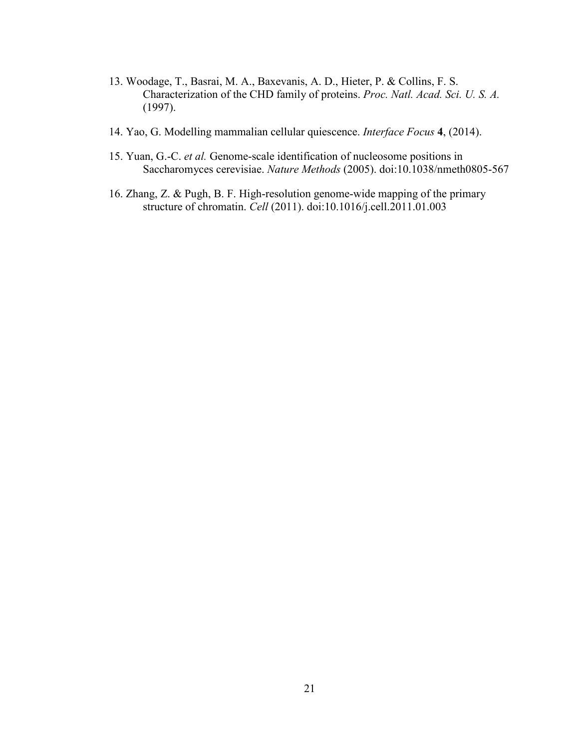13. Woodage, T., Basrai, M. A., Baxevanis, A. D., Hieter, P. & Collins, F. S. Characterization of the CHD family of proteins. *Proc. Natl. Acad. Sci. U. S. A.* (1997).

14. Yao, G. Modelling mammalian cellular quiescence. *Interface Focus* **4**, (2014).

15. Yuan, G.-C. *et al.* Genome-scale identification of nucleosome positions in Saccharomyces cerevisiae. *Nature Methods* (2005). doi:10.1038/nmeth0805-567

16. Zhang, Z. & Pugh, B. F. High-resolution genome-wide mapping of the primary structure of chromatin. *Cell* (2011). doi:10.1016/j.cell.2011.01.003